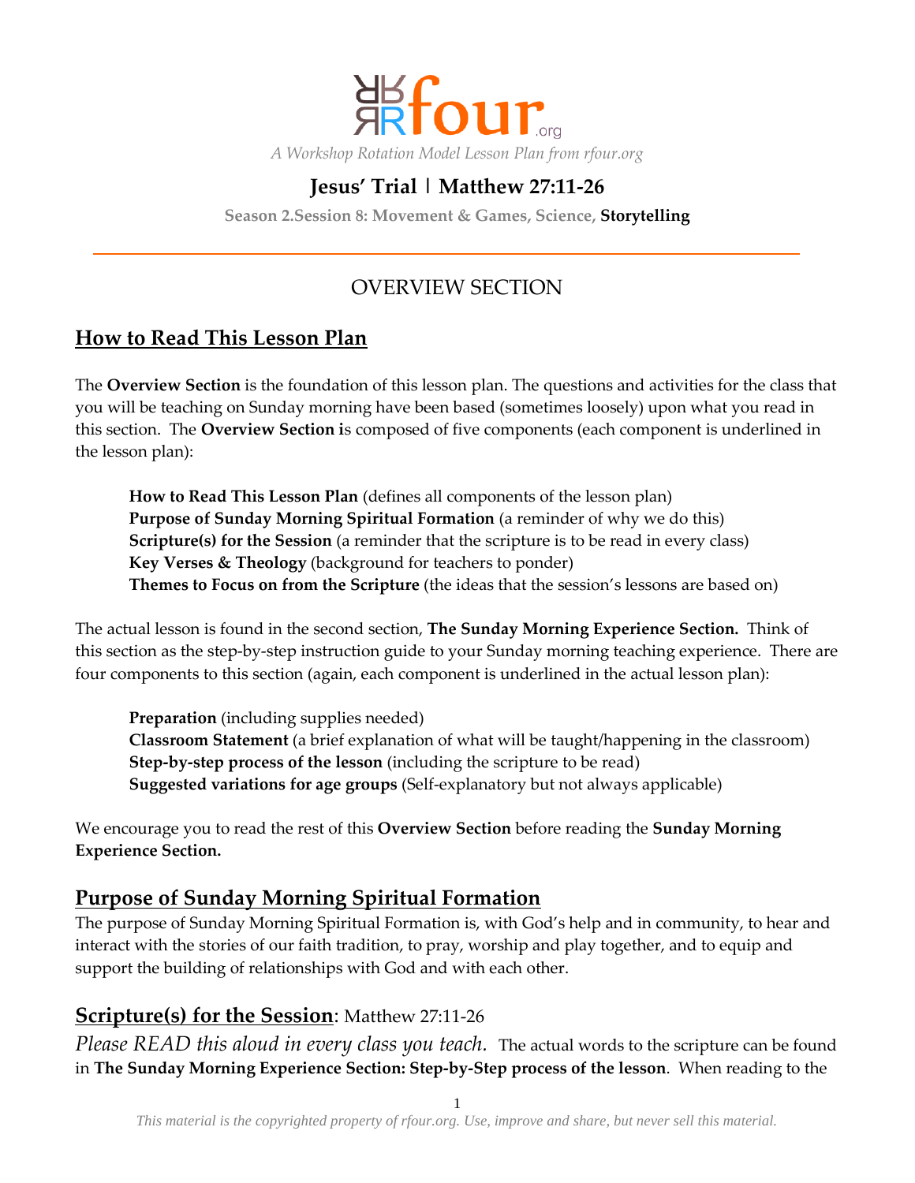rfour.org

*A Workshop Rotation Model Lesson Plan from rfour.org*

# Jesus' Trial | Matthew 27:11-26

**Season 2.Session 8: Movement & Games, Science, Storytelling**

---

## OVERVIEW SECTION

## How to Read This Lesson Plan

The **Overview Section** is the foundation of this lesson plan. The questions and activities for the class that you will be teaching on Sunday morning have been based (sometimes loosely) upon what you read in this section. The **Overview Section i**s composed of five components (each component is underlined in the lesson plan):

**How to Read This Lesson Plan** (defines all components of the lesson plan)
**Purpose of Sunday Morning Spiritual Formation** (a reminder of why we do this)
**Scripture(s) for the Session** (a reminder that the scripture is to be read in every class)
**Key Verses & Theology** (background for teachers to ponder)
**Themes to Focus on from the Scripture** (the ideas that the session's lessons are based on)

The actual lesson is found in the second section, **The Sunday Morning Experience Section.** Think of this section as the step-by-step instruction guide to your Sunday morning teaching experience. There are four components to this section (again, each component is underlined in the actual lesson plan):

**Preparation** (including supplies needed)
**Classroom Statement** (a brief explanation of what will be taught/happening in the classroom)
**Step-by-step process of the lesson** (including the scripture to be read)
**Suggested variations for age groups** (Self-explanatory but not always applicable)

We encourage you to read the rest of this **Overview Section** before reading the **Sunday Morning Experience Section.**

## Purpose of Sunday Morning Spiritual Formation

The purpose of Sunday Morning Spiritual Formation is, with God's help and in community, to hear and interact with the stories of our faith tradition, to pray, worship and play together, and to equip and support the building of relationships with God and with each other.

## Scripture(s) for the Session: Matthew 27:11-26

*Please READ this aloud in every class you teach.* The actual words to the scripture can be found in **The Sunday Morning Experience Section: Step-by-Step process of the lesson**. When reading to the

*This material is the copyrighted property of rfour.org. Use, improve and share, but never sell this material.*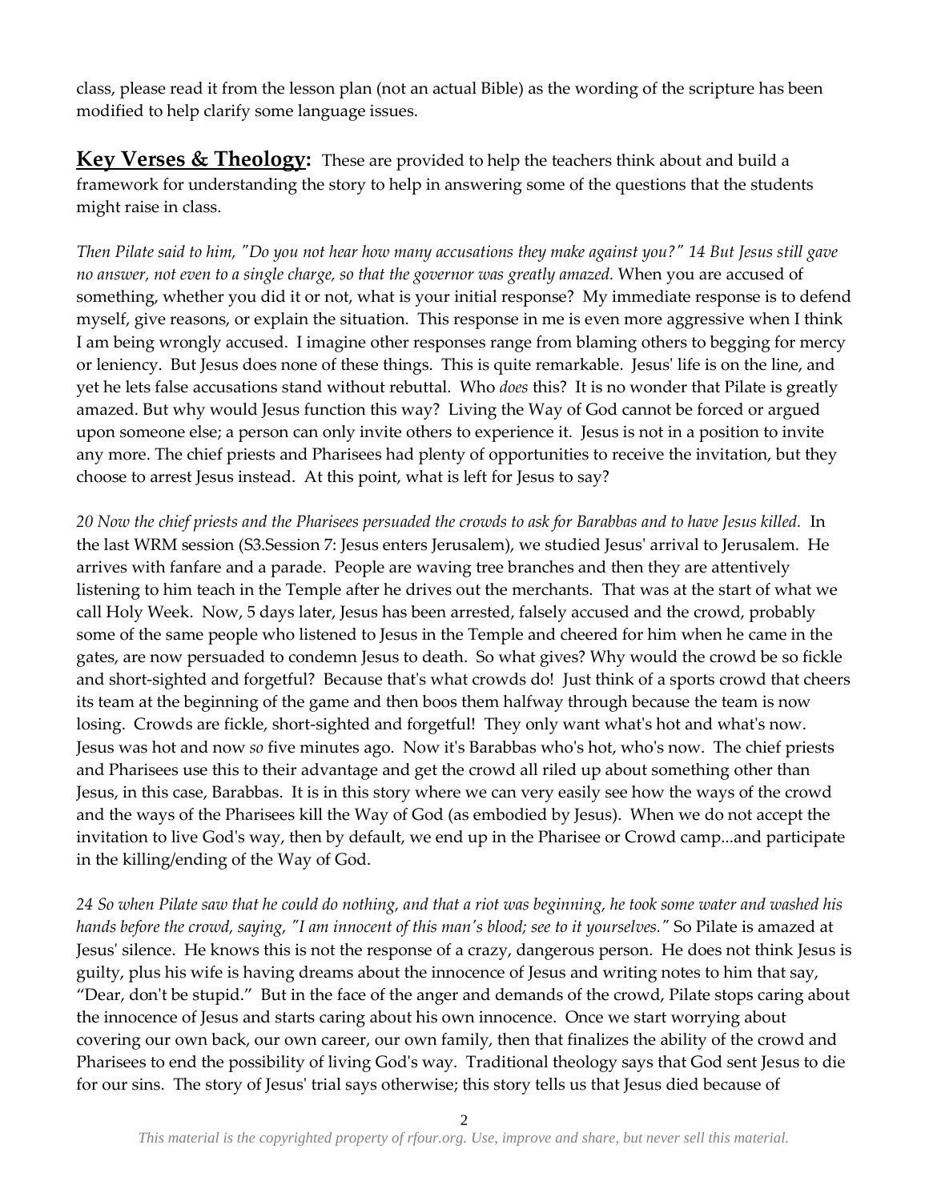class, please read it from the lesson plan (not an actual Bible) as the wording of the scripture has been modified to help clarify some language issues.

**Key Verses & Theology:** These are provided to help the teachers think about and build a framework for understanding the story to help in answering some of the questions that the students might raise in class.

*Then Pilate said to him, "Do you not hear how many accusations they make against you?" 14 But Jesus still gave no answer, not even to a single charge, so that the governor was greatly amazed.* When you are accused of something, whether you did it or not, what is your initial response? My immediate response is to defend myself, give reasons, or explain the situation. This response in me is even more aggressive when I think I am being wrongly accused. I imagine other responses range from blaming others to begging for mercy or leniency. But Jesus does none of these things. This is quite remarkable. Jesus' life is on the line, and yet he lets false accusations stand without rebuttal. Who *does* this? It is no wonder that Pilate is greatly amazed. But why would Jesus function this way? Living the Way of God cannot be forced or argued upon someone else; a person can only invite others to experience it. Jesus is not in a position to invite any more. The chief priests and Pharisees had plenty of opportunities to receive the invitation, but they choose to arrest Jesus instead. At this point, what is left for Jesus to say?

*20 Now the chief priests and the Pharisees persuaded the crowds to ask for Barabbas and to have Jesus killed.* In the last WRM session (S3.Session 7: Jesus enters Jerusalem), we studied Jesus' arrival to Jerusalem. He arrives with fanfare and a parade. People are waving tree branches and then they are attentively listening to him teach in the Temple after he drives out the merchants. That was at the start of what we call Holy Week. Now, 5 days later, Jesus has been arrested, falsely accused and the crowd, probably some of the same people who listened to Jesus in the Temple and cheered for him when he came in the gates, are now persuaded to condemn Jesus to death. So what gives? Why would the crowd be so fickle and short-sighted and forgetful? Because that's what crowds do! Just think of a sports crowd that cheers its team at the beginning of the game and then boos them halfway through because the team is now losing. Crowds are fickle, short-sighted and forgetful! They only want what's hot and what's now. Jesus was hot and now *so* five minutes ago. Now it's Barabbas who's hot, who's now. The chief priests and Pharisees use this to their advantage and get the crowd all riled up about something other than Jesus, in this case, Barabbas. It is in this story where we can very easily see how the ways of the crowd and the ways of the Pharisees kill the Way of God (as embodied by Jesus). When we do not accept the invitation to live God's way, then by default, we end up in the Pharisee or Crowd camp...and participate in the killing/ending of the Way of God.

*24 So when Pilate saw that he could do nothing, and that a riot was beginning, he took some water and washed his hands before the crowd, saying, "I am innocent of this man's blood; see to it yourselves."* So Pilate is amazed at Jesus' silence. He knows this is not the response of a crazy, dangerous person. He does not think Jesus is guilty, plus his wife is having dreams about the innocence of Jesus and writing notes to him that say, "Dear, don't be stupid." But in the face of the anger and demands of the crowd, Pilate stops caring about the innocence of Jesus and starts caring about his own innocence. Once we start worrying about covering our own back, our own career, our own family, then that finalizes the ability of the crowd and Pharisees to end the possibility of living God's way. Traditional theology says that God sent Jesus to die for our sins. The story of Jesus' trial says otherwise; this story tells us that Jesus died because of

*This material is the copyrighted property of rfour.org. Use, improve and share, but never sell this material.*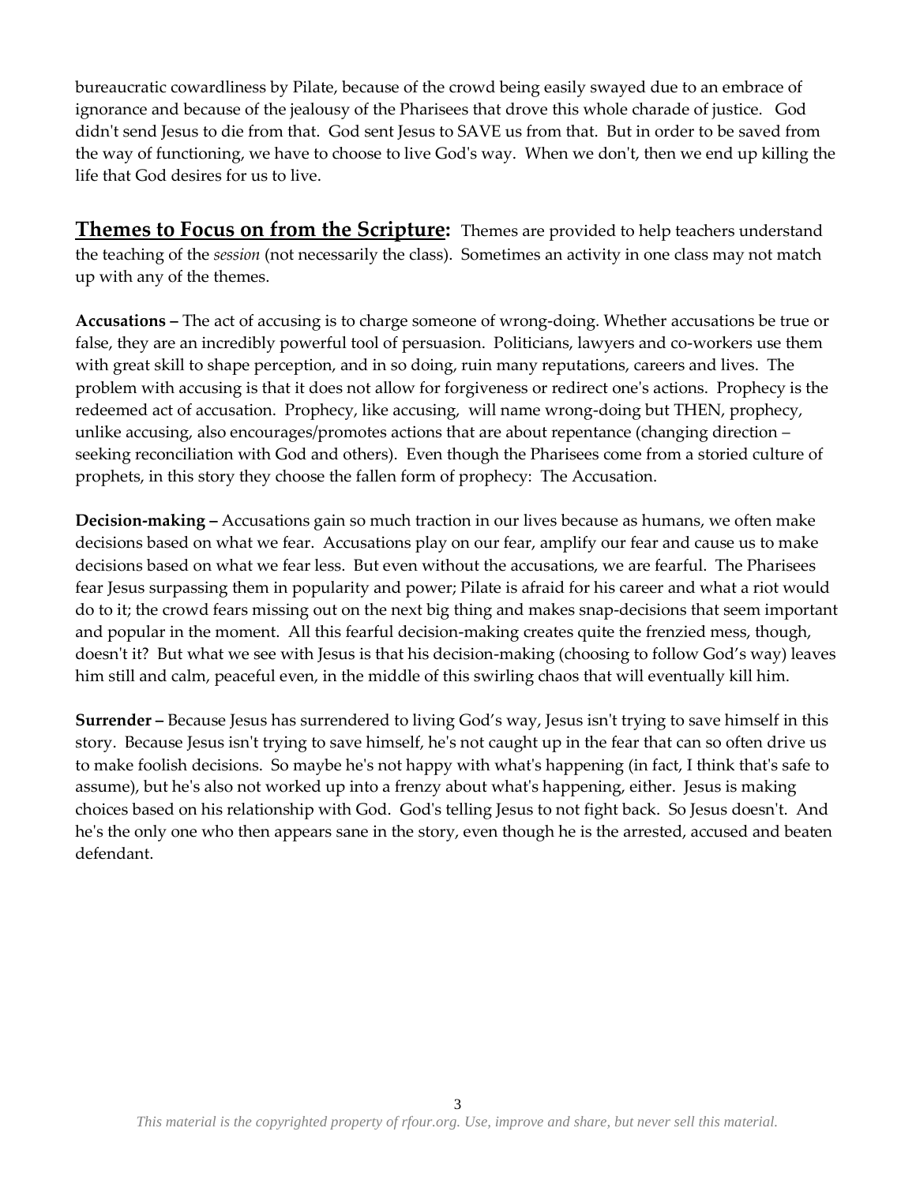bureaucratic cowardliness by Pilate, because of the crowd being easily swayed due to an embrace of ignorance and because of the jealousy of the Pharisees that drove this whole charade of justice. God didn't send Jesus to die from that. God sent Jesus to SAVE us from that. But in order to be saved from the way of functioning, we have to choose to live God's way. When we don't, then we end up killing the life that God desires for us to live.

**Themes to Focus on from the Scripture:** Themes are provided to help teachers understand the teaching of the *session* (not necessarily the class). Sometimes an activity in one class may not match up with any of the themes.

**Accusations –** The act of accusing is to charge someone of wrong-doing. Whether accusations be true or false, they are an incredibly powerful tool of persuasion. Politicians, lawyers and co-workers use them with great skill to shape perception, and in so doing, ruin many reputations, careers and lives. The problem with accusing is that it does not allow for forgiveness or redirect one's actions. Prophecy is the redeemed act of accusation. Prophecy, like accusing, will name wrong-doing but THEN, prophecy, unlike accusing, also encourages/promotes actions that are about repentance (changing direction – seeking reconciliation with God and others). Even though the Pharisees come from a storied culture of prophets, in this story they choose the fallen form of prophecy: The Accusation.

**Decision-making –** Accusations gain so much traction in our lives because as humans, we often make decisions based on what we fear. Accusations play on our fear, amplify our fear and cause us to make decisions based on what we fear less. But even without the accusations, we are fearful. The Pharisees fear Jesus surpassing them in popularity and power; Pilate is afraid for his career and what a riot would do to it; the crowd fears missing out on the next big thing and makes snap-decisions that seem important and popular in the moment. All this fearful decision-making creates quite the frenzied mess, though, doesn't it? But what we see with Jesus is that his decision-making (choosing to follow God's way) leaves him still and calm, peaceful even, in the middle of this swirling chaos that will eventually kill him.

**Surrender –** Because Jesus has surrendered to living God's way, Jesus isn't trying to save himself in this story. Because Jesus isn't trying to save himself, he's not caught up in the fear that can so often drive us to make foolish decisions. So maybe he's not happy with what's happening (in fact, I think that's safe to assume), but he's also not worked up into a frenzy about what's happening, either. Jesus is making choices based on his relationship with God. God's telling Jesus to not fight back. So Jesus doesn't. And he's the only one who then appears sane in the story, even though he is the arrested, accused and beaten defendant.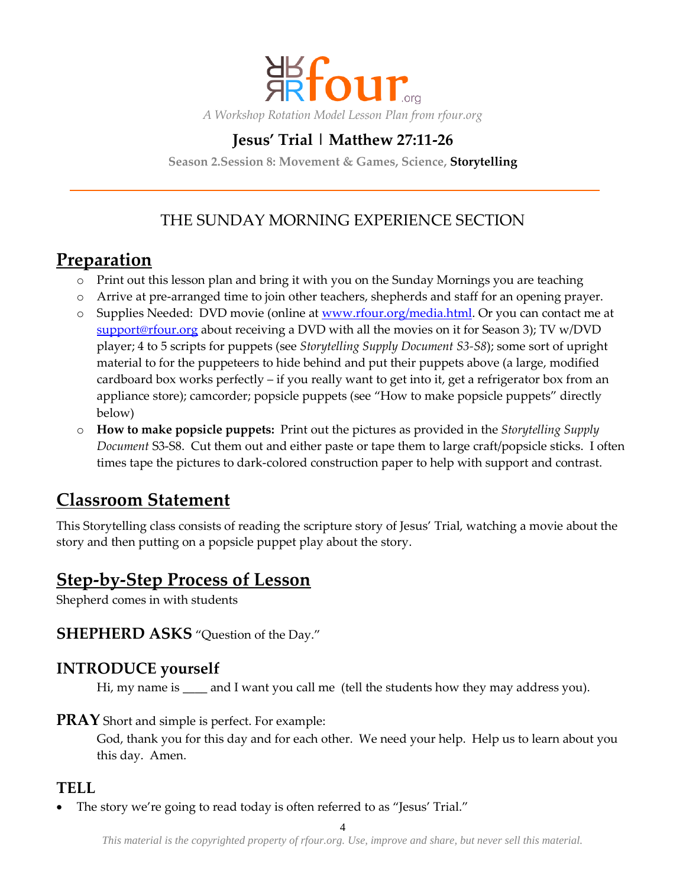rfour.org

*A Workshop Rotation Model Lesson Plan from rfour.org*

# Jesus' Trial | Matthew 27:11-26

**Season 2.Session 8: Movement & Games, Science, Storytelling**

THE SUNDAY MORNING EXPERIENCE SECTION

## Preparation

- Print out this lesson plan and bring it with you on the Sunday Mornings you are teaching
- Arrive at pre-arranged time to join other teachers, shepherds and staff for an opening prayer.
- Supplies Needed: DVD movie (online at [www.rfour.org/media.html](www.rfour.org/media.html). Or you can contact me at [support@rfour.org](mailto:support@rfour.org) about receiving a DVD with all the movies on it for Season 3); TV w/DVD player; 4 to 5 scripts for puppets (see *Storytelling Supply Document S3-S8*); some sort of upright material to for the puppeteers to hide behind and put their puppets above (a large, modified cardboard box works perfectly – if you really want to get into it, get a refrigerator box from an appliance store); camcorder; popsicle puppets (see "How to make popsicle puppets" directly below)
- **How to make popsicle puppets:** Print out the pictures as provided in the *Storytelling Supply Document* S3-S8. Cut them out and either paste or tape them to large craft/popsicle sticks. I often times tape the pictures to dark-colored construction paper to help with support and contrast.

## Classroom Statement

This Storytelling class consists of reading the scripture story of Jesus' Trial, watching a movie about the story and then putting on a popsicle puppet play about the story.

## Step-by-Step Process of Lesson

Shepherd comes in with students

### SHEPHERD ASKS "Question of the Day."

### INTRODUCE yourself

Hi, my name is ____ and I want you call me (tell the students how they may address you).

**PRAY** Short and simple is perfect. For example:

God, thank you for this day and for each other. We need your help. Help us to learn about you this day. Amen.

### TELL

- The story we're going to read today is often referred to as "Jesus' Trial."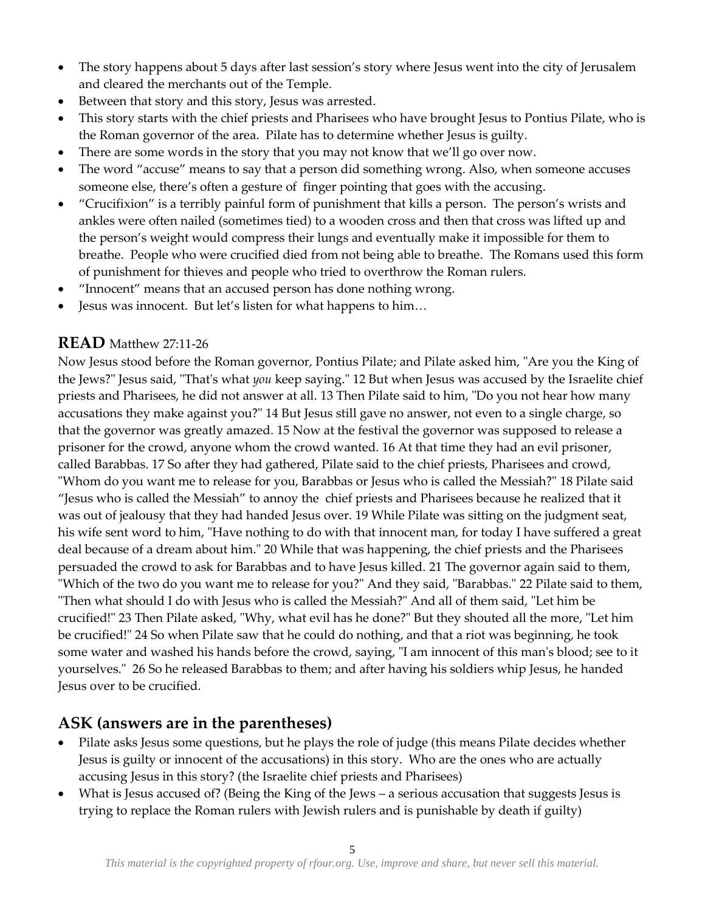- The story happens about 5 days after last session's story where Jesus went into the city of Jerusalem and cleared the merchants out of the Temple.
- Between that story and this story, Jesus was arrested.
- This story starts with the chief priests and Pharisees who have brought Jesus to Pontius Pilate, who is the Roman governor of the area. Pilate has to determine whether Jesus is guilty.
- There are some words in the story that you may not know that we'll go over now.
- The word "accuse" means to say that a person did something wrong. Also, when someone accuses someone else, there's often a gesture of finger pointing that goes with the accusing.
- "Crucifixion" is a terribly painful form of punishment that kills a person. The person's wrists and ankles were often nailed (sometimes tied) to a wooden cross and then that cross was lifted up and the person's weight would compress their lungs and eventually make it impossible for them to breathe. People who were crucified died from not being able to breathe. The Romans used this form of punishment for thieves and people who tried to overthrow the Roman rulers.
- "Innocent" means that an accused person has done nothing wrong.
- Jesus was innocent. But let's listen for what happens to him…

## READ Matthew 27:11-26

Now Jesus stood before the Roman governor, Pontius Pilate; and Pilate asked him, "Are you the King of the Jews?" Jesus said, "That's what *you* keep saying." 12 But when Jesus was accused by the Israelite chief priests and Pharisees, he did not answer at all. 13 Then Pilate said to him, "Do you not hear how many accusations they make against you?" 14 But Jesus still gave no answer, not even to a single charge, so that the governor was greatly amazed. 15 Now at the festival the governor was supposed to release a prisoner for the crowd, anyone whom the crowd wanted. 16 At that time they had an evil prisoner, called Barabbas. 17 So after they had gathered, Pilate said to the chief priests, Pharisees and crowd, "Whom do you want me to release for you, Barabbas or Jesus who is called the Messiah?" 18 Pilate said "Jesus who is called the Messiah" to annoy the chief priests and Pharisees because he realized that it was out of jealousy that they had handed Jesus over. 19 While Pilate was sitting on the judgment seat, his wife sent word to him, "Have nothing to do with that innocent man, for today I have suffered a great deal because of a dream about him." 20 While that was happening, the chief priests and the Pharisees persuaded the crowd to ask for Barabbas and to have Jesus killed. 21 The governor again said to them, "Which of the two do you want me to release for you?" And they said, "Barabbas." 22 Pilate said to them, "Then what should I do with Jesus who is called the Messiah?" And all of them said, "Let him be crucified!" 23 Then Pilate asked, "Why, what evil has he done?" But they shouted all the more, "Let him be crucified!" 24 So when Pilate saw that he could do nothing, and that a riot was beginning, he took some water and washed his hands before the crowd, saying, "I am innocent of this man's blood; see to it yourselves." 26 So he released Barabbas to them; and after having his soldiers whip Jesus, he handed Jesus over to be crucified.

## ASK (answers are in the parentheses)

- Pilate asks Jesus some questions, but he plays the role of judge (this means Pilate decides whether Jesus is guilty or innocent of the accusations) in this story. Who are the ones who are actually accusing Jesus in this story? (the Israelite chief priests and Pharisees)
- What is Jesus accused of? (Being the King of the Jews – a serious accusation that suggests Jesus is trying to replace the Roman rulers with Jewish rulers and is punishable by death if guilty)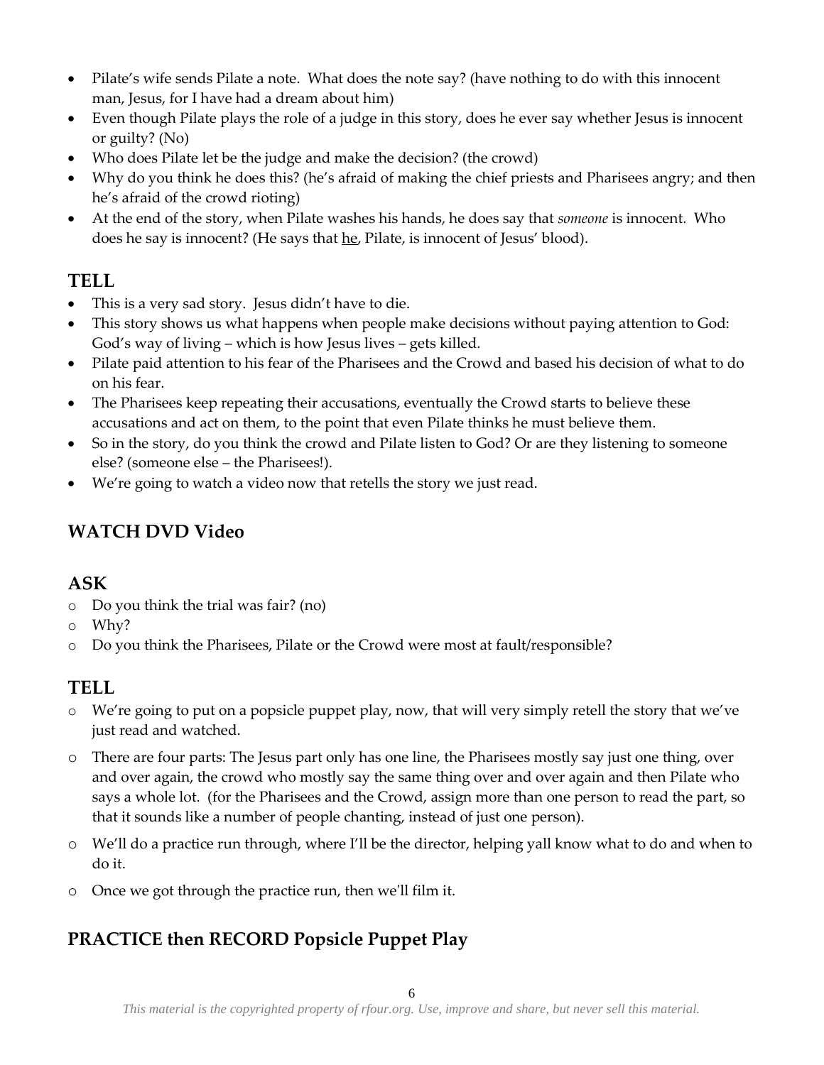- Pilate's wife sends Pilate a note. What does the note say? (have nothing to do with this innocent man, Jesus, for I have had a dream about him)
- Even though Pilate plays the role of a judge in this story, does he ever say whether Jesus is innocent or guilty? (No)
- Who does Pilate let be the judge and make the decision? (the crowd)
- Why do you think he does this? (he's afraid of making the chief priests and Pharisees angry; and then he's afraid of the crowd rioting)
- At the end of the story, when Pilate washes his hands, he does say that *someone* is innocent. Who does he say is innocent? (He says that <u>he</u>, Pilate, is innocent of Jesus' blood).

## TELL

- This is a very sad story. Jesus didn't have to die.
- This story shows us what happens when people make decisions without paying attention to God: God's way of living – which is how Jesus lives – gets killed.
- Pilate paid attention to his fear of the Pharisees and the Crowd and based his decision of what to do on his fear.
- The Pharisees keep repeating their accusations, eventually the Crowd starts to believe these accusations and act on them, to the point that even Pilate thinks he must believe them.
- So in the story, do you think the crowd and Pilate listen to God? Or are they listening to someone else? (someone else – the Pharisees!).
- We're going to watch a video now that retells the story we just read.

## WATCH DVD Video

## ASK

- Do you think the trial was fair? (no)
- Why?
- Do you think the Pharisees, Pilate or the Crowd were most at fault/responsible?

## TELL

- We're going to put on a popsicle puppet play, now, that will very simply retell the story that we've just read and watched.
- There are four parts: The Jesus part only has one line, the Pharisees mostly say just one thing, over and over again, the crowd who mostly say the same thing over and over again and then Pilate who says a whole lot. (for the Pharisees and the Crowd, assign more than one person to read the part, so that it sounds like a number of people chanting, instead of just one person).
- We'll do a practice run through, where I'll be the director, helping yall know what to do and when to do it.
- Once we got through the practice run, then we'll film it.

## PRACTICE then RECORD Popsicle Puppet Play

*This material is the copyrighted property of rfour.org. Use, improve and share, but never sell this material.*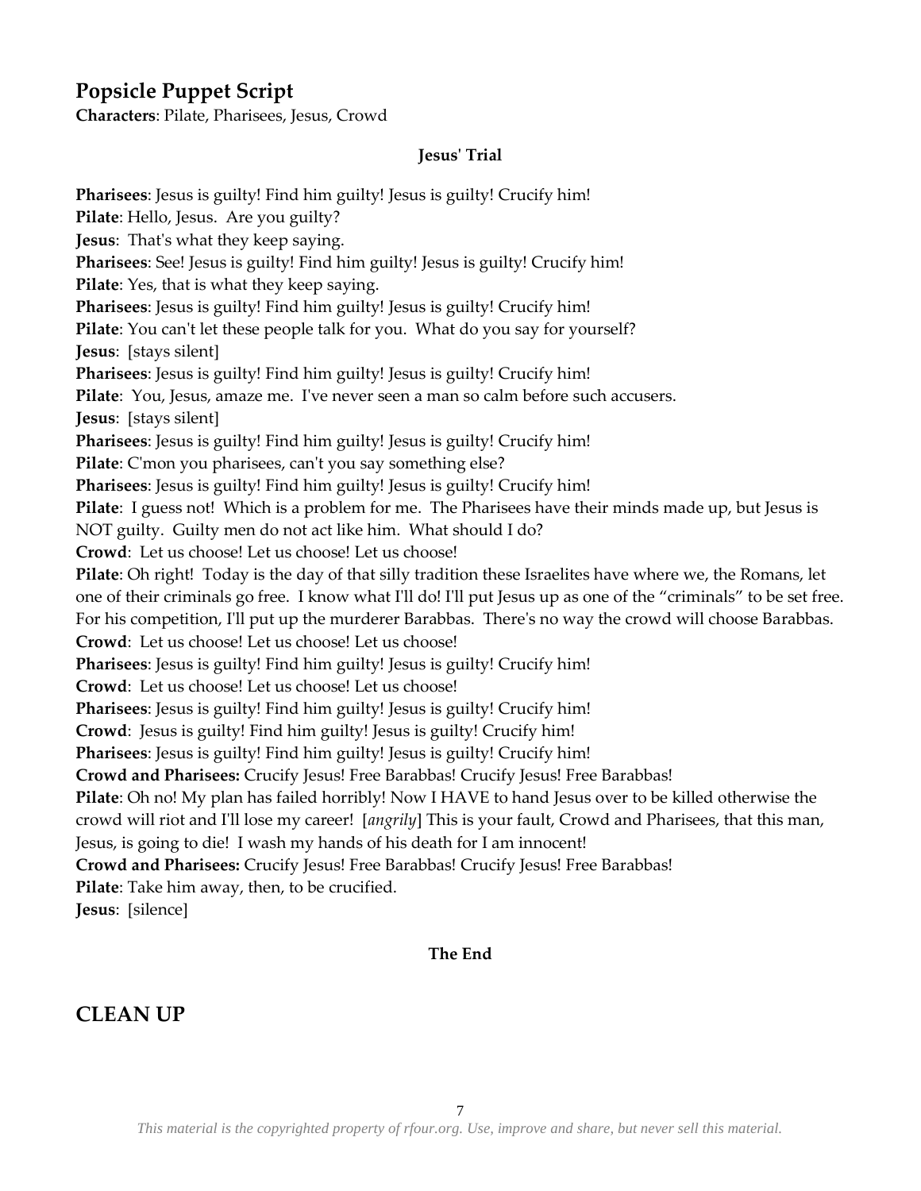## Popsicle Puppet Script

**Characters**: Pilate, Pharisees, Jesus, Crowd

**Jesus' Trial**

**Pharisees**: Jesus is guilty! Find him guilty! Jesus is guilty! Crucify him!
**Pilate**: Hello, Jesus. Are you guilty?
**Jesus**: That's what they keep saying.
**Pharisees**: See! Jesus is guilty! Find him guilty! Jesus is guilty! Crucify him!
**Pilate**: Yes, that is what they keep saying.
**Pharisees**: Jesus is guilty! Find him guilty! Jesus is guilty! Crucify him!
**Pilate**: You can't let these people talk for you. What do you say for yourself?
**Jesus**: [stays silent]
**Pharisees**: Jesus is guilty! Find him guilty! Jesus is guilty! Crucify him!
**Pilate**: You, Jesus, amaze me. I've never seen a man so calm before such accusers.
**Jesus**: [stays silent]
**Pharisees**: Jesus is guilty! Find him guilty! Jesus is guilty! Crucify him!
**Pilate**: C'mon you pharisees, can't you say something else?
**Pharisees**: Jesus is guilty! Find him guilty! Jesus is guilty! Crucify him!
**Pilate**: I guess not! Which is a problem for me. The Pharisees have their minds made up, but Jesus is NOT guilty. Guilty men do not act like him. What should I do?
**Crowd**: Let us choose! Let us choose! Let us choose!
**Pilate**: Oh right! Today is the day of that silly tradition these Israelites have where we, the Romans, let one of their criminals go free. I know what I'll do! I'll put Jesus up as one of the "criminals" to be set free. For his competition, I'll put up the murderer Barabbas. There's no way the crowd will choose Barabbas.
**Crowd**: Let us choose! Let us choose! Let us choose!
**Pharisees**: Jesus is guilty! Find him guilty! Jesus is guilty! Crucify him!
**Crowd**: Let us choose! Let us choose! Let us choose!
**Pharisees**: Jesus is guilty! Find him guilty! Jesus is guilty! Crucify him!
**Crowd**: Jesus is guilty! Find him guilty! Jesus is guilty! Crucify him!
**Pharisees**: Jesus is guilty! Find him guilty! Jesus is guilty! Crucify him!
**Crowd and Pharisees:** Crucify Jesus! Free Barabbas! Crucify Jesus! Free Barabbas!
**Pilate**: Oh no! My plan has failed horribly! Now I HAVE to hand Jesus over to be killed otherwise the crowd will riot and I'll lose my career! [*angrily*] This is your fault, Crowd and Pharisees, that this man, Jesus, is going to die! I wash my hands of his death for I am innocent!
**Crowd and Pharisees:** Crucify Jesus! Free Barabbas! Crucify Jesus! Free Barabbas!
**Pilate**: Take him away, then, to be crucified.
**Jesus**: [silence]

**The End**

## CLEAN UP

*This material is the copyrighted property of rfour.org. Use, improve and share, but never sell this material.*